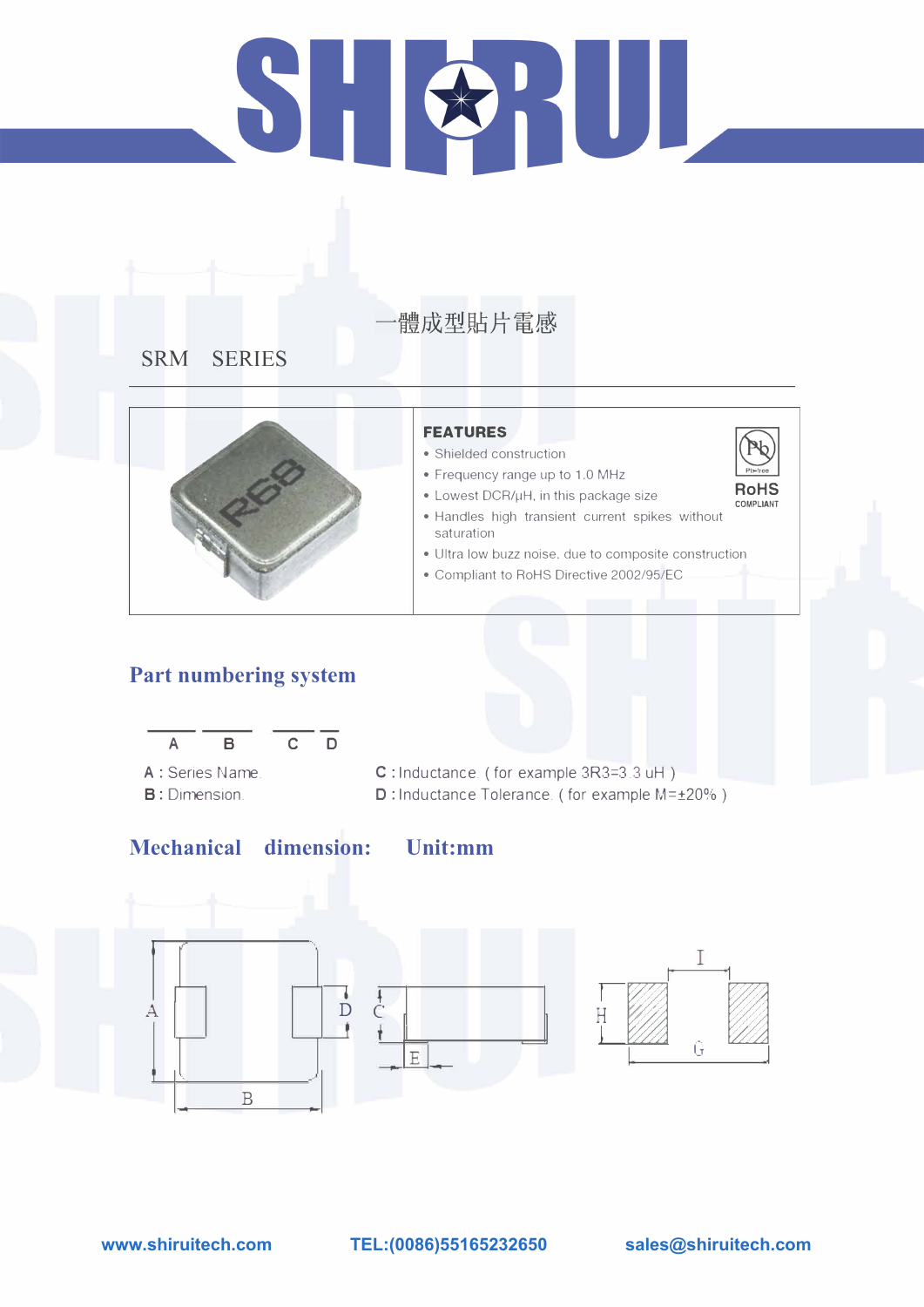# SHIRUI

一體成型貼片電感

## SRM　SERIES

**FEATURES**

- Shielded construction
- Frequency range up to 1.0 MHz
- Lowest DCR/μH, in this package size
- Handles high transient current spikes without saturation
- Ultra low buzz noise, due to composite construction
- Compliant to RoHS Directive 2002/95/EC

RoHS COMPLIANT

## Part numbering system

A　B　C　D

A : Series Name

B : Dimension

C : Inductance（for example 3R3=3.3 uH）

D : Inductance Tolerance（for example M=±20%）

## Mechanical　dimension:　Unit:mm

A　B　C　D　E　H　I　G

www.shiruitech.com　TEL:(0086)55165232650　sales@shiruitech.com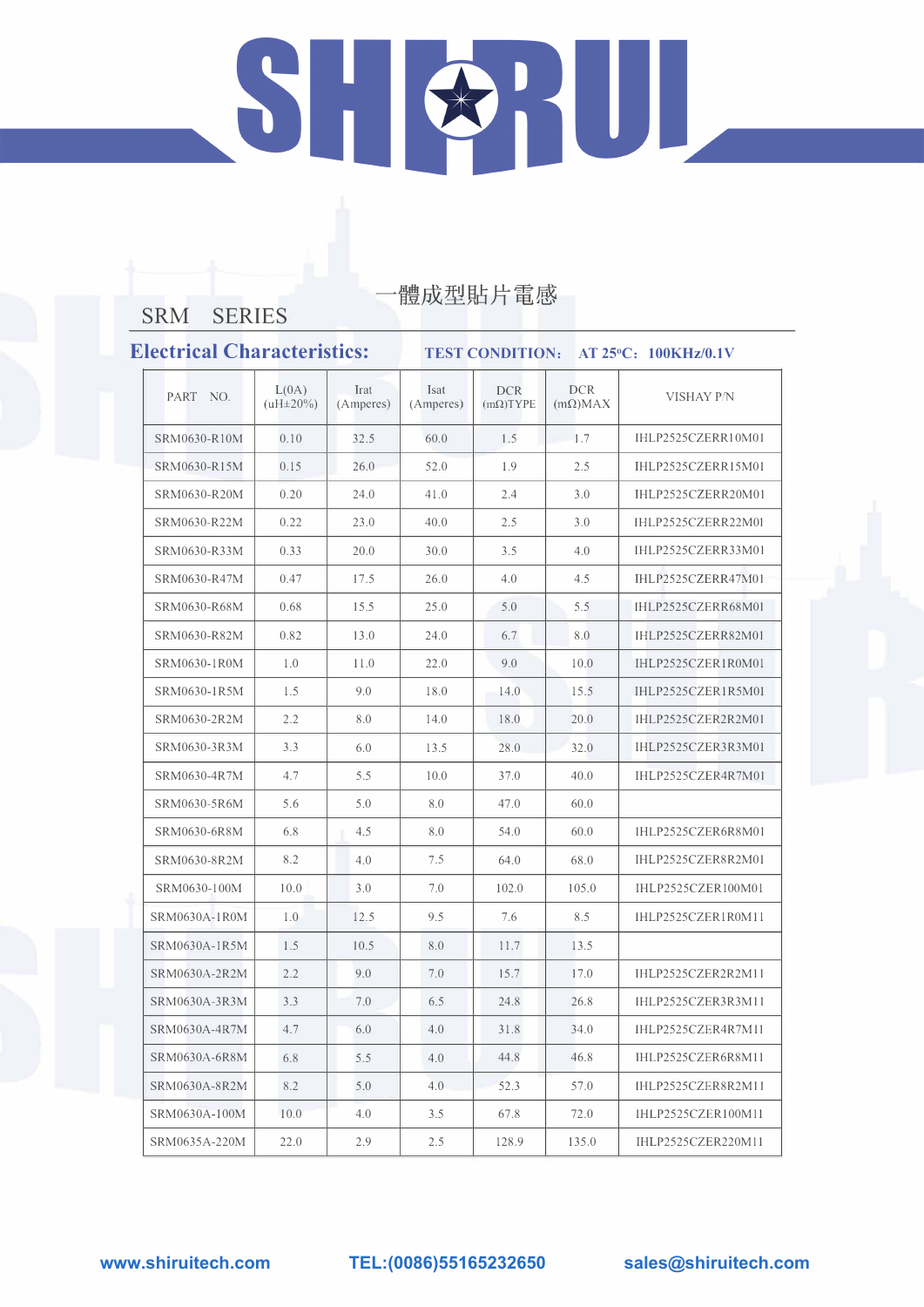# SHIRUI

## SRM SERIES

一體成型貼片電感

### Electrical Characteristics:

**TEST CONDITION: AT 25ºC: 100KHz/0.1V**

| PART NO. | L(0A) (uH±20%) | Irat (Amperes) | Isat (Amperes) | DCR (mΩ)TYPE | DCR (mΩ)MAX | VISHAY P/N |
|---|---|---|---|---|---|---|
| SRM0630-R10M | 0.10 | 32.5 | 60.0 | 1.5 | 1.7 | IHLP2525CZERR10M01 |
| SRM0630-R15M | 0.15 | 26.0 | 52.0 | 1.9 | 2.5 | IHLP2525CZERR15M01 |
| SRM0630-R20M | 0.20 | 24.0 | 41.0 | 2.4 | 3.0 | IHLP2525CZERR20M01 |
| SRM0630-R22M | 0.22 | 23.0 | 40.0 | 2.5 | 3.0 | IHLP2525CZERR22M01 |
| SRM0630-R33M | 0.33 | 20.0 | 30.0 | 3.5 | 4.0 | IHLP2525CZERR33M01 |
| SRM0630-R47M | 0.47 | 17.5 | 26.0 | 4.0 | 4.5 | IHLP2525CZERR47M01 |
| SRM0630-R68M | 0.68 | 15.5 | 25.0 | 5.0 | 5.5 | IHLP2525CZERR68M01 |
| SRM0630-R82M | 0.82 | 13.0 | 24.0 | 6.7 | 8.0 | IHLP2525CZERR82M01 |
| SRM0630-1R0M | 1.0 | 11.0 | 22.0 | 9.0 | 10.0 | IHLP2525CZER1R0M01 |
| SRM0630-1R5M | 1.5 | 9.0 | 18.0 | 14.0 | 15.5 | IHLP2525CZER1R5M01 |
| SRM0630-2R2M | 2.2 | 8.0 | 14.0 | 18.0 | 20.0 | IHLP2525CZER2R2M01 |
| SRM0630-3R3M | 3.3 | 6.0 | 13.5 | 28.0 | 32.0 | IHLP2525CZER3R3M01 |
| SRM0630-4R7M | 4.7 | 5.5 | 10.0 | 37.0 | 40.0 | IHLP2525CZER4R7M01 |
| SRM0630-5R6M | 5.6 | 5.0 | 8.0 | 47.0 | 60.0 | |
| SRM0630-6R8M | 6.8 | 4.5 | 8.0 | 54.0 | 60.0 | IHLP2525CZER6R8M01 |
| SRM0630-8R2M | 8.2 | 4.0 | 7.5 | 64.0 | 68.0 | IHLP2525CZER8R2M01 |
| SRM0630-100M | 10.0 | 3.0 | 7.0 | 102.0 | 105.0 | IHLP2525CZER100M01 |
| SRM0630A-1R0M | 1.0 | 12.5 | 9.5 | 7.6 | 8.5 | IHLP2525CZER1R0M11 |
| SRM0630A-1R5M | 1.5 | 10.5 | 8.0 | 11.7 | 13.5 | |
| SRM0630A-2R2M | 2.2 | 9.0 | 7.0 | 15.7 | 17.0 | IHLP2525CZER2R2M11 |
| SRM0630A-3R3M | 3.3 | 7.0 | 6.5 | 24.8 | 26.8 | IHLP2525CZER3R3M11 |
| SRM0630A-4R7M | 4.7 | 6.0 | 4.0 | 31.8 | 34.0 | IHLP2525CZER4R7M11 |
| SRM0630A-6R8M | 6.8 | 5.5 | 4.0 | 44.8 | 46.8 | IHLP2525CZER6R8M11 |
| SRM0630A-8R2M | 8.2 | 5.0 | 4.0 | 52.3 | 57.0 | IHLP2525CZER8R2M11 |
| SRM0630A-100M | 10.0 | 4.0 | 3.5 | 67.8 | 72.0 | IHLP2525CZER100M11 |
| SRM0635A-220M | 22.0 | 2.9 | 2.5 | 128.9 | 135.0 | IHLP2525CZER220M11 |

www.shiruitech.com TEL:(0086)55165232650 sales@shiruitech.com